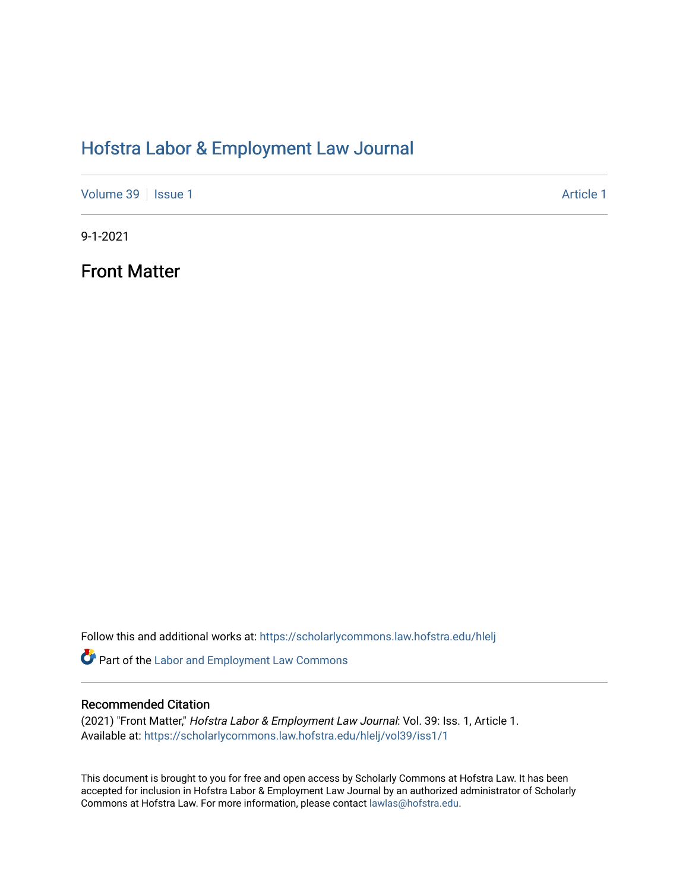# Hofstra Labor & Employment Law Journal

Volume 39 | Issue 1 | Article 1

9-1-2021

## Front Matter

Follow this and additional works at: https://scholarlycommons.law.hofstra.edu/hlelj

Part of the Labor and Employment Law Commons

### Recommended Citation

(2021) "Front Matter," *Hofstra Labor & Employment Law Journal*: Vol. 39: Iss. 1, Article 1.
Available at: https://scholarlycommons.law.hofstra.edu/hlelj/vol39/iss1/1

This document is brought to you for free and open access by Scholarly Commons at Hofstra Law. It has been accepted for inclusion in Hofstra Labor & Employment Law Journal by an authorized administrator of Scholarly Commons at Hofstra Law. For more information, please contact lawlas@hofstra.edu.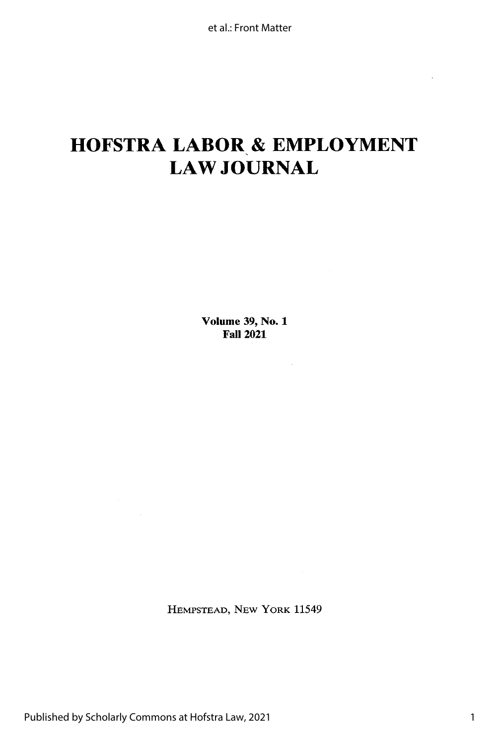# HOFSTRA LABOR & EMPLOYMENT LAW JOURNAL

**Volume 39, No. 1**
**Fall 2021**

HEMPSTEAD, NEW YORK 11549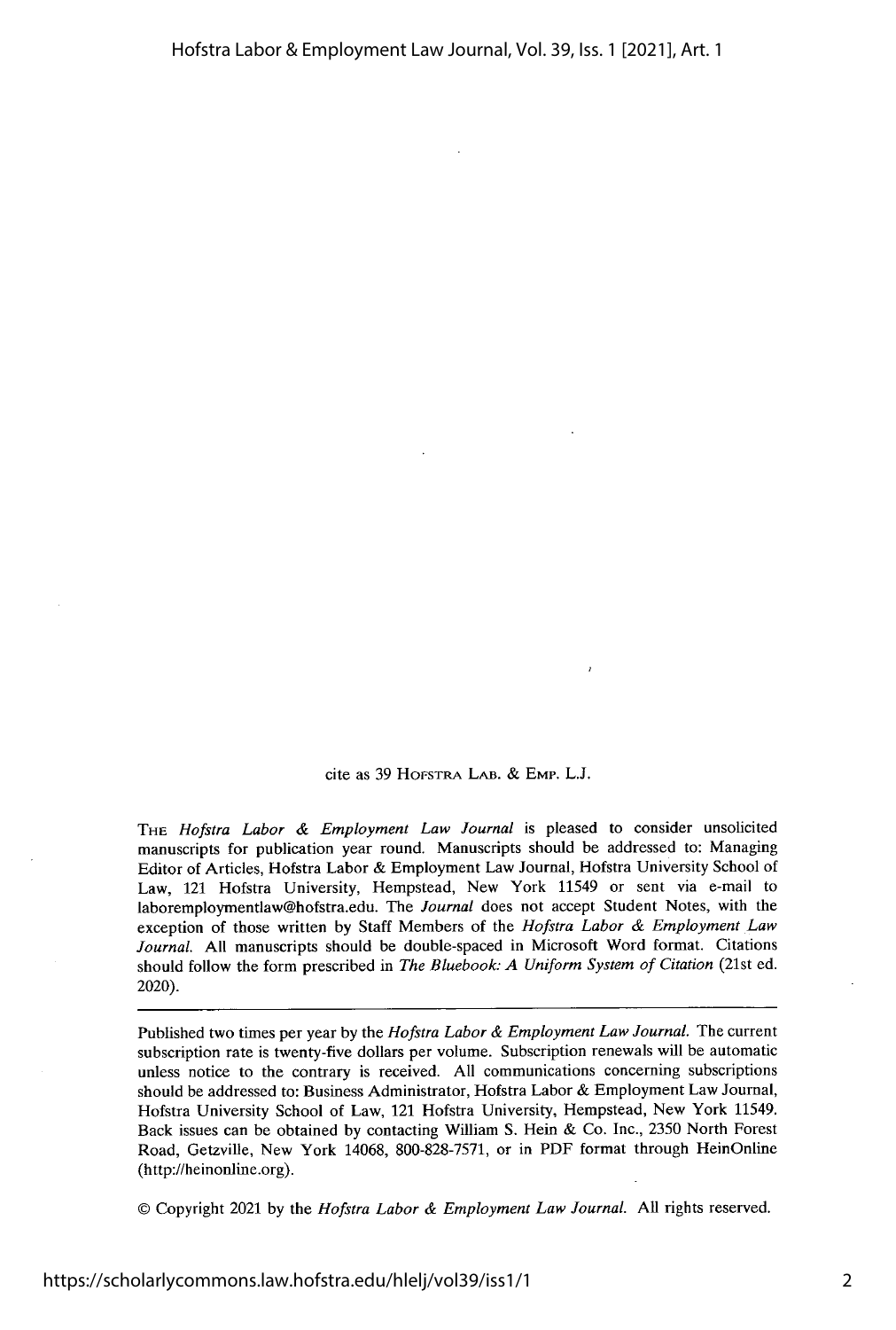cite as 39 HOFSTRA LAB. & EMP. L.J.

THE *Hofstra Labor & Employment Law Journal* is pleased to consider unsolicited manuscripts for publication year round. Manuscripts should be addressed to: Managing Editor of Articles, Hofstra Labor & Employment Law Journal, Hofstra University School of Law, 121 Hofstra University, Hempstead, New York 11549 or sent via e-mail to laboremploymentlaw@hofstra.edu. The *Journal* does not accept Student Notes, with the exception of those written by Staff Members of the *Hofstra Labor & Employment Law Journal*. All manuscripts should be double-spaced in Microsoft Word format. Citations should follow the form prescribed in *The Bluebook: A Uniform System of Citation* (21st ed. 2020).

---

Published two times per year by the *Hofstra Labor & Employment Law Journal*. The current subscription rate is twenty-five dollars per volume. Subscription renewals will be automatic unless notice to the contrary is received. All communications concerning subscriptions should be addressed to: Business Administrator, Hofstra Labor & Employment Law Journal, Hofstra University School of Law, 121 Hofstra University, Hempstead, New York 11549. Back issues can be obtained by contacting William S. Hein & Co. Inc., 2350 North Forest Road, Getzville, New York 14068, 800-828-7571, or in PDF format through HeinOnline (http://heinonline.org).

© Copyright 2021 by the *Hofstra Labor & Employment Law Journal*. All rights reserved.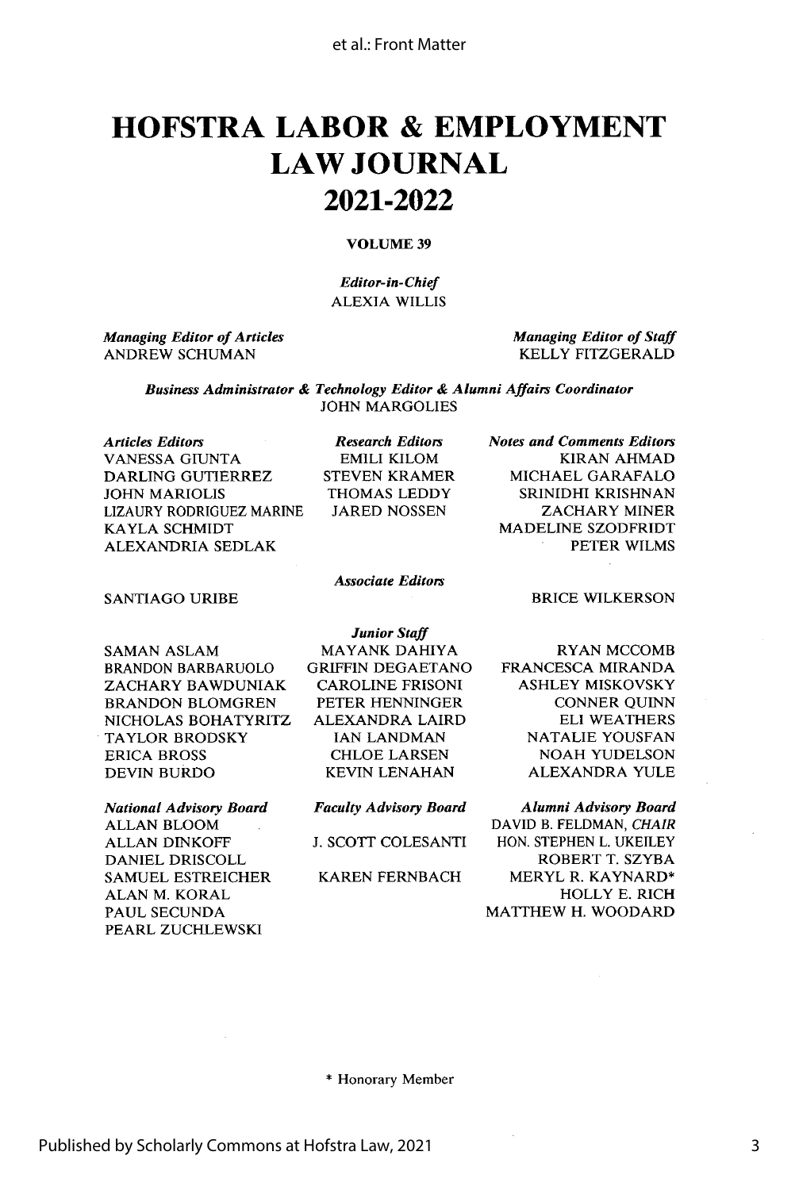# HOFSTRA LABOR & EMPLOYMENT LAW JOURNAL

## 2021-2022

**VOLUME 39**

*Editor-in-Chief*
ALEXIA WILLIS

*Managing Editor of Articles*
ANDREW SCHUMAN

*Managing Editor of Staff*
KELLY FITZGERALD

*Business Administrator & Technology Editor & Alumni Affairs Coordinator*
JOHN MARGOLIES

*Articles Editors*
VANESSA GIUNTA
DARLING GUTIERREZ
JOHN MARIOLIS
LIZAURY RODRIGUEZ MARINE
KAYLA SCHMIDT
ALEXANDRIA SEDLAK

*Research Editors*
EMILI KILOM
STEVEN KRAMER
THOMAS LEDDY
JARED NOSSEN

*Notes and Comments Editors*
KIRAN AHMAD
MICHAEL GARAFALO
SRINIDHI KRISHNAN
ZACHARY MINER
MADELINE SZODFRIDT
PETER WILMS

*Associate Editors*
SANTIAGO URIBE
BRICE WILKERSON

*Junior Staff*
SAMAN ASLAM
BRANDON BARBARUOLO
ZACHARY BAWDUNIAK
BRANDON BLOMGREN
NICHOLAS BOHATYRITZ
TAYLOR BRODSKY
ERICA BROSS
DEVIN BURDO
MAYANK DAHIYA
GRIFFIN DEGAETANO
CAROLINE FRISONI
PETER HENNINGER
ALEXANDRA LAIRD
IAN LANDMAN
CHLOE LARSEN
KEVIN LENAHAN
RYAN MCCOMB
FRANCESCA MIRANDA
ASHLEY MISKOVSKY
CONNER QUINN
ELI WEATHERS
NATALIE YOUSFAN
NOAH YUDELSON
ALEXANDRA YULE

*National Advisory Board*
ALLAN BLOOM
ALLAN DINKOFF
DANIEL DRISCOLL
SAMUEL ESTREICHER
ALAN M. KORAL
PAUL SECUNDA
PEARL ZUCHLEWSKI

*Faculty Advisory Board*
J. SCOTT COLESANTI
KAREN FERNBACH

*Alumni Advisory Board*
DAVID B. FELDMAN, *CHAIR*
HON. STEPHEN L. UKEILEY
ROBERT T. SZYBA
MERYL R. KAYNARD*
HOLLY E. RICH
MATTHEW H. WOODARD

\* Honorary Member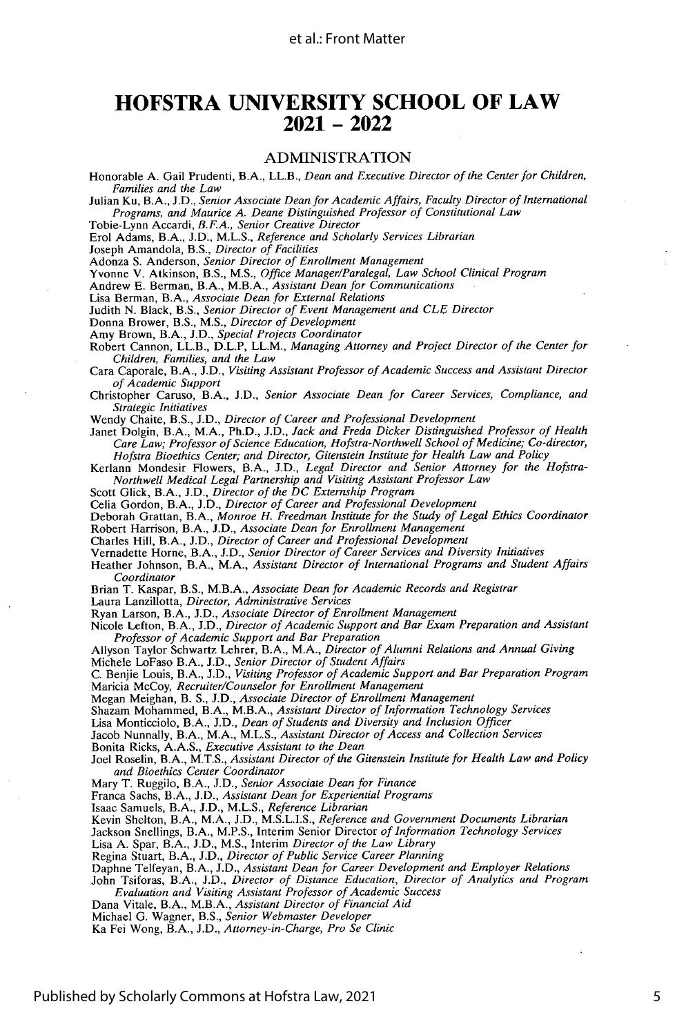# HOFSTRA UNIVERSITY SCHOOL OF LAW
# 2021 – 2022

## ADMINISTRATION

Honorable A. Gail Prudenti, B.A., LL.B., *Dean and Executive Director of the Center for Children, Families and the Law*

Julian Ku, B.A., J.D., *Senior Associate Dean for Academic Affairs, Faculty Director of International Programs, and Maurice A. Deane Distinguished Professor of Constitutional Law*

Tobie-Lynn Accardi, *B.F.A., Senior Creative Director*

Erol Adams, B.A., J.D., M.L.S., *Reference and Scholarly Services Librarian*

Joseph Amandola, B.S., *Director of Facilities*

Adonza S. Anderson, *Senior Director of Enrollment Management*

Yvonne V. Atkinson, B.S., M.S., *Office Manager/Paralegal, Law School Clinical Program*

Andrew E. Berman, B.A., M.B.A., *Assistant Dean for Communications*

Lisa Berman, B.A., *Associate Dean for External Relations*

Judith N. Black, B.S., *Senior Director of Event Management and CLE Director*

Donna Brower, B.S., M.S., *Director of Development*

Amy Brown, B.A., J.D., *Special Projects Coordinator*

Robert Cannon, LL.B., D.L.P, LL.M., *Managing Attorney and Project Director of the Center for Children, Families, and the Law*

Cara Caporale, B.A., J.D., *Visiting Assistant Professor of Academic Success and Assistant Director of Academic Support*

Christopher Caruso, B.A., J.D., *Senior Associate Dean for Career Services, Compliance, and Strategic Initiatives*

Wendy Chaite, B.S., J.D., *Director of Career and Professional Development*

Janet Dolgin, B.A., M.A., Ph.D., J.D., *Jack and Freda Dicker Distinguished Professor of Health Care Law; Professor of Science Education, Hofstra-Northwell School of Medicine; Co-director, Hofstra Bioethics Center; and Director, Gitenstein Institute for Health Law and Policy*

Kerlann Mondesir Flowers, B.A., J.D., *Legal Director and Senior Attorney for the Hofstra-Northwell Medical Legal Partnership and Visiting Assistant Professor Law*

Scott Glick, B.A., J.D., *Director of the DC Externship Program*

Celia Gordon, B.A., J.D., *Director of Career and Professional Development*

Deborah Grattan, B.A., *Monroe H. Freedman Institute for the Study of Legal Ethics Coordinator*

Robert Harrison, B.A., J.D., *Associate Dean for Enrollment Management*

Charles Hill, B.A., J.D., *Director of Career and Professional Development*

Vernadette Horne, B.A., J.D., *Senior Director of Career Services and Diversity Initiatives*

Heather Johnson, B.A., M.A., *Assistant Director of International Programs and Student Affairs Coordinator*

Brian T. Kaspar, B.S., M.B.A., *Associate Dean for Academic Records and Registrar*

Laura Lanzillotta, *Director, Administrative Services*

Ryan Larson, B.A., J.D., *Associate Director of Enrollment Management*

Nicole Lefton, B.A., J.D., *Director of Academic Support and Bar Exam Preparation and Assistant Professor of Academic Support and Bar Preparation*

Allyson Taylor Schwartz Lehrer, B.A., M.A., *Director of Alumni Relations and Annual Giving*

Michele LoFaso B.A., J.D., *Senior Director of Student Affairs*

C. Benjie Louis, B.A., J.D., *Visiting Professor of Academic Support and Bar Preparation Program*

Maricia McCoy, *Recruiter/Counselor for Enrollment Management*

Megan Meighan, B. S., J.D., *Associate Director of Enrollment Management*

Shazam Mohammed, B.A., M.B.A., *Assistant Director of Information Technology Services*

Lisa Monticciolo, B.A., J.D., *Dean of Students and Diversity and Inclusion Officer*

Jacob Nunnally, B.A., M.A., M.L.S., *Assistant Director of Access and Collection Services*

Bonita Ricks, A.A.S., *Executive Assistant to the Dean*

Joel Roselin, B.A., M.T.S., *Assistant Director of the Gitenstein Institute for Health Law and Policy and Bioethics Center Coordinator*

Mary T. Ruggilo, B.A., J.D., *Senior Associate Dean for Finance*

Franca Sachs, B.A., J.D., *Assistant Dean for Experiential Programs*

Isaac Samuels, B.A., J.D., M.L.S., *Reference Librarian*

Kevin Shelton, B.A., M.A., J.D., M.S.L.I.S., *Reference and Government Documents Librarian*

Jackson Snellings, B.A., M.P.S., Interim Senior Director *of Information Technology Services*

Lisa A. Spar, B.A., J.D., M.S., Interim *Director of the Law Library*

Regina Stuart, B.A., J.D., *Director of Public Service Career Planning*

Daphne Telfeyan, B.A., J.D., *Assistant Dean for Career Development and Employer Relations*

John Tsiforas, B.A., J.D., *Director of Distance Education, Director of Analytics and Program Evaluation and Visiting Assistant Professor of Academic Success*

Dana Vitale, B.A., M.B.A., *Assistant Director of Financial Aid*

Michael G. Wagner, B.S., *Senior Webmaster Developer*

Ka Fei Wong, B.A., J.D., *Attorney-in-Charge, Pro Se Clinic*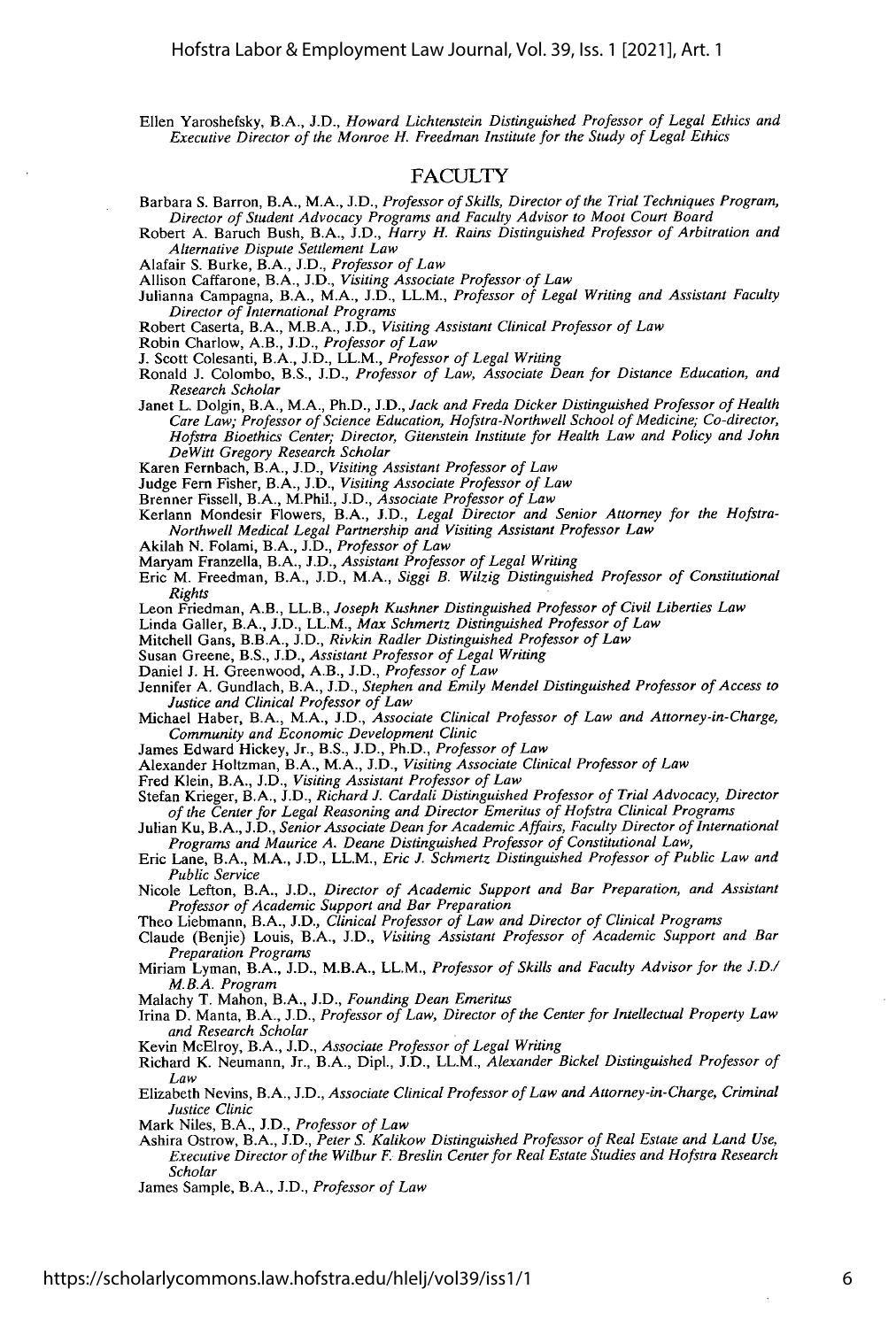Ellen Yaroshefsky, B.A., J.D., *Howard Lichtenstein Distinguished Professor of Legal Ethics and Executive Director of the Monroe H. Freedman Institute for the Study of Legal Ethics*

## FACULTY

Barbara S. Barron, B.A., M.A., J.D., *Professor of Skills, Director of the Trial Techniques Program, Director of Student Advocacy Programs and Faculty Advisor to Moot Court Board*

Robert A. Baruch Bush, B.A., J.D., *Harry H. Rains Distinguished Professor of Arbitration and Alternative Dispute Settlement Law*

Alafair S. Burke, B.A., J.D., *Professor of Law*

Allison Caffarone, B.A., J.D., *Visiting Associate Professor of Law*

Julianna Campagna, B.A., M.A., J.D., LL.M., *Professor of Legal Writing and Assistant Faculty Director of International Programs*

Robert Caserta, B.A., M.B.A., J.D., *Visiting Assistant Clinical Professor of Law*

Robin Charlow, A.B., J.D., *Professor of Law*

J. Scott Colesanti, B.A., J.D., LL.M., *Professor of Legal Writing*

Ronald J. Colombo, B.S., J.D., *Professor of Law, Associate Dean for Distance Education, and Research Scholar*

Janet L. Dolgin, B.A., M.A., Ph.D., J.D., *Jack and Freda Dicker Distinguished Professor of Health Care Law; Professor of Science Education, Hofstra-Northwell School of Medicine; Co-director, Hofstra Bioethics Center; Director, Gitenstein Institute for Health Law and Policy and John DeWitt Gregory Research Scholar*

Karen Fernbach, B.A., J.D., *Visiting Assistant Professor of Law*

Judge Fern Fisher, B.A., J.D., *Visiting Associate Professor of Law*

Brenner Fissell, B.A., M.Phil., J.D., *Associate Professor of Law*

Kerlann Mondesir Flowers, B.A., J.D., *Legal Director and Senior Attorney for the Hofstra-Northwell Medical Legal Partnership and Visiting Assistant Professor Law*

Akilah N. Folami, B.A., J.D., *Professor of Law*

Maryam Franzella, B.A., J.D., *Assistant Professor of Legal Writing*

Eric M. Freedman, B.A., J.D., M.A., *Siggi B. Wilzig Distinguished Professor of Constitutional Rights*

Leon Friedman, A.B., LL.B., *Joseph Kushner Distinguished Professor of Civil Liberties Law*

Linda Galler, B.A., J.D., LL.M., *Max Schmertz Distinguished Professor of Law*

Mitchell Gans, B.B.A., J.D., *Rivkin Radler Distinguished Professor of Law*

Susan Greene, B.S., J.D., *Assistant Professor of Legal Writing*

Daniel J. H. Greenwood, A.B., J.D., *Professor of Law*

Jennifer A. Gundlach, B.A., J.D., *Stephen and Emily Mendel Distinguished Professor of Access to Justice and Clinical Professor of Law*

Michael Haber, B.A., M.A., J.D., *Associate Clinical Professor of Law and Attorney-in-Charge, Community and Economic Development Clinic*

James Edward Hickey, Jr., B.S., J.D., Ph.D., *Professor of Law*

Alexander Holtzman, B.A., M.A., J.D., *Visiting Associate Clinical Professor of Law*

Fred Klein, B.A., J.D., *Visiting Assistant Professor of Law*

Stefan Krieger, B.A., J.D., *Richard J. Cardali Distinguished Professor of Trial Advocacy, Director of the Center for Legal Reasoning and Director Emeritus of Hofstra Clinical Programs*

Julian Ku, B.A., J.D., *Senior Associate Dean for Academic Affairs, Faculty Director of International Programs and Maurice A. Deane Distinguished Professor of Constitutional Law,*

Eric Lane, B.A., M.A., J.D., LL.M., *Eric J. Schmertz Distinguished Professor of Public Law and Public Service*

Nicole Lefton, B.A., J.D., *Director of Academic Support and Bar Preparation, and Assistant Professor of Academic Support and Bar Preparation*

Theo Liebmann, B.A., J.D., *Clinical Professor of Law and Director of Clinical Programs*

Claude (Benjie) Louis, B.A., J.D., *Visiting Assistant Professor of Academic Support and Bar Preparation Programs*

Miriam Lyman, B.A., J.D., M.B.A., LL.M., *Professor of Skills and Faculty Advisor for the J.D./M.B.A. Program*

Malachy T. Mahon, B.A., J.D., *Founding Dean Emeritus*

Irina D. Manta, B.A., J.D., *Professor of Law, Director of the Center for Intellectual Property Law and Research Scholar*

Kevin McElroy, B.A., J.D., *Associate Professor of Legal Writing*

Richard K. Neumann, Jr., B.A., Dipl., J.D., LL.M., *Alexander Bickel Distinguished Professor of Law*

Elizabeth Nevins, B.A., J.D., *Associate Clinical Professor of Law and Attorney-in-Charge, Criminal Justice Clinic*

Mark Niles, B.A., J.D., *Professor of Law*

Ashira Ostrow, B.A., J.D., *Peter S. Kalikow Distinguished Professor of Real Estate and Land Use, Executive Director of the Wilbur F. Breslin Center for Real Estate Studies and Hofstra Research Scholar*

James Sample, B.A., J.D., *Professor of Law*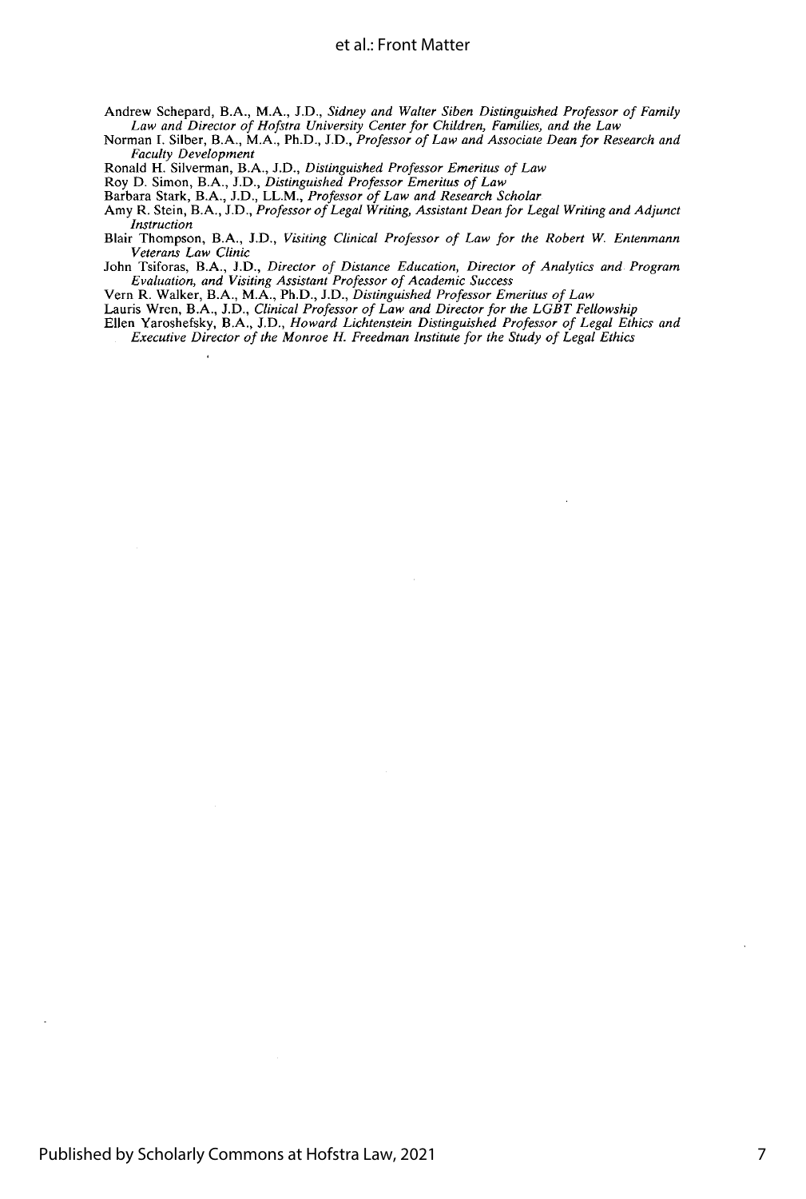Andrew Schepard, B.A., M.A., J.D., *Sidney and Walter Siben Distinguished Professor of Family Law and Director of Hofstra University Center for Children, Families, and the Law*
Norman I. Silber, B.A., M.A., Ph.D., J.D., *Professor of Law and Associate Dean for Research and Faculty Development*
Ronald H. Silverman, B.A., J.D., *Distinguished Professor Emeritus of Law*
Roy D. Simon, B.A., J.D., *Distinguished Professor Emeritus of Law*
Barbara Stark, B.A., J.D., LL.M., *Professor of Law and Research Scholar*
Amy R. Stein, B.A., J.D., *Professor of Legal Writing, Assistant Dean for Legal Writing and Adjunct Instruction*
Blair Thompson, B.A., J.D., *Visiting Clinical Professor of Law for the Robert W. Entenmann Veterans Law Clinic*
John Tsiforas, B.A., J.D., *Director of Distance Education, Director of Analytics and Program Evaluation, and Visiting Assistant Professor of Academic Success*
Vern R. Walker, B.A., M.A., Ph.D., J.D., *Distinguished Professor Emeritus of Law*
Lauris Wren, B.A., J.D., *Clinical Professor of Law and Director for the LGBT Fellowship*
Ellen Yaroshefsky, B.A., J.D., *Howard Lichtenstein Distinguished Professor of Legal Ethics and Executive Director of the Monroe H. Freedman Institute for the Study of Legal Ethics*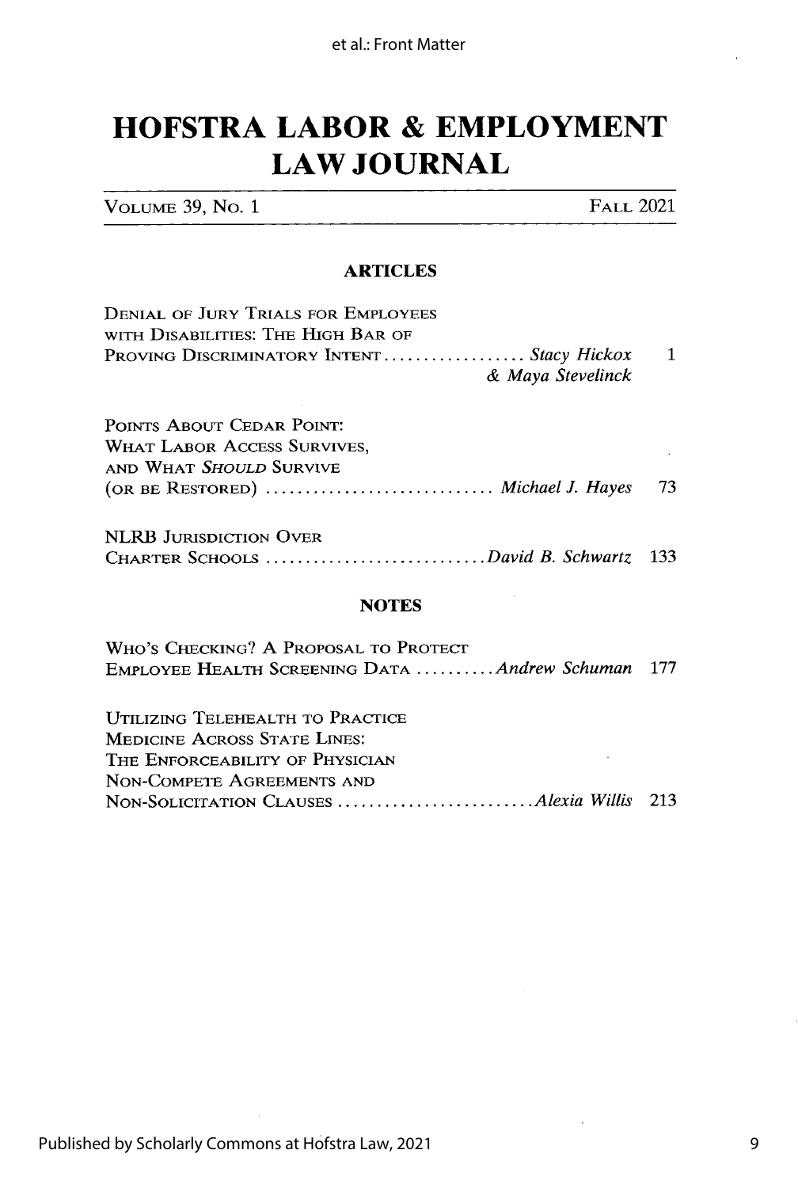# HOFSTRA LABOR & EMPLOYMENT LAW JOURNAL

VOLUME 39, NO. 1 FALL 2021

## ARTICLES

DENIAL OF JURY TRIALS FOR EMPLOYEES WITH DISABILITIES: THE HIGH BAR OF PROVING DISCRIMINATORY INTENT .................. *Stacy Hickox & Maya Stevelinck* 1

POINTS ABOUT CEDAR POINT: WHAT LABOR ACCESS SURVIVES, AND WHAT *SHOULD* SURVIVE (OR BE RESTORED) ............................ *Michael J. Hayes* 73

NLRB JURISDICTION OVER CHARTER SCHOOLS ............................ *David B. Schwartz* 133

## NOTES

WHO'S CHECKING? A PROPOSAL TO PROTECT EMPLOYEE HEALTH SCREENING DATA .......... *Andrew Schuman* 177

UTILIZING TELEHEALTH TO PRACTICE MEDICINE ACROSS STATE LINES: THE ENFORCEABILITY OF PHYSICIAN NON-COMPETE AGREEMENTS AND NON-SOLICITATION CLAUSES ......................... *Alexia Willis* 213